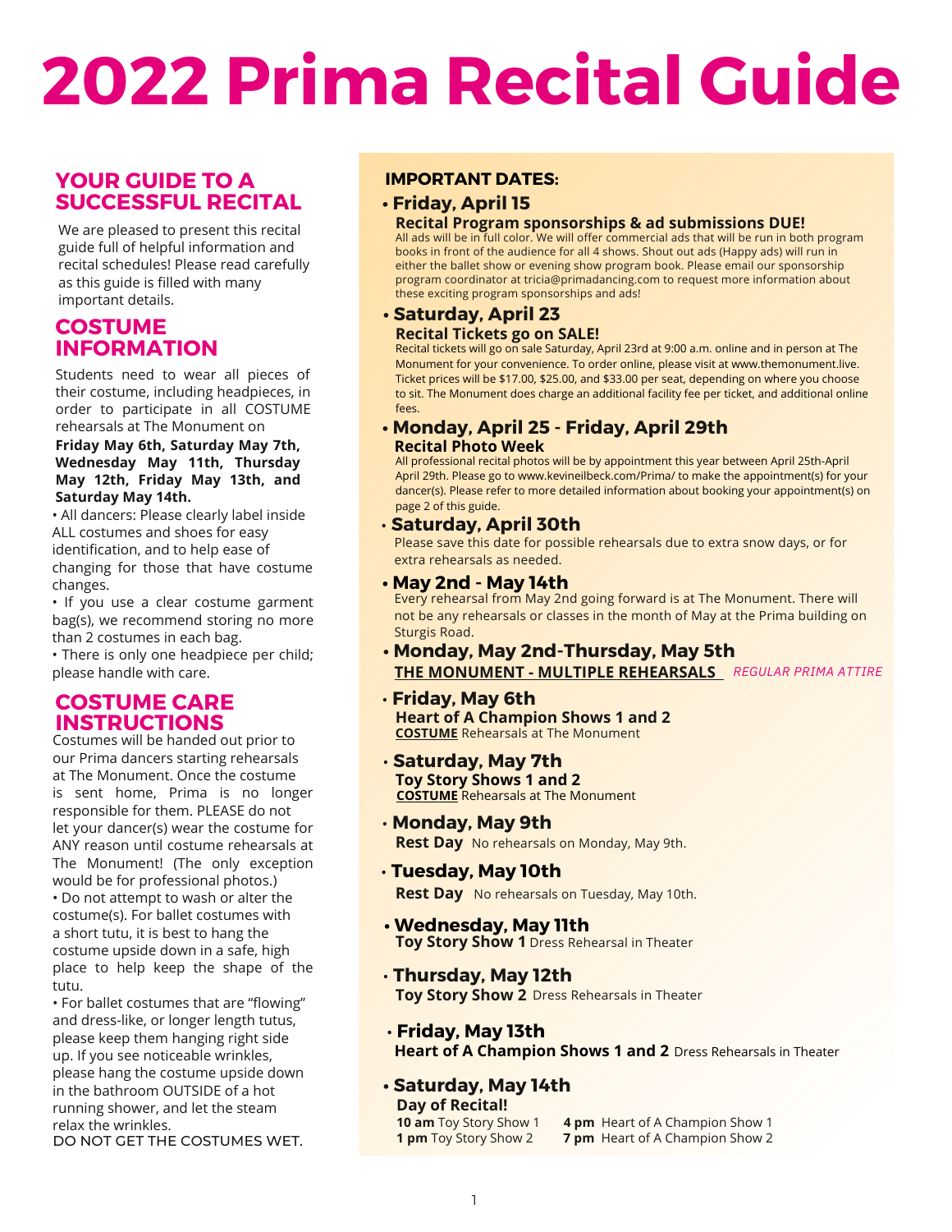# 2022 Prima Recital Guide

## YOUR GUIDE TO A SUCCESSFUL RECITAL

We are pleased to present this recital guide full of helpful information and recital schedules! Please read carefully as this guide is filled with many important details.

## COSTUME INFORMATION

Students need to wear all pieces of their costume, including headpieces, in order to participate in all COSTUME rehearsals at The Monument on **Friday May 6th, Saturday May 7th, Wednesday May 11th, Thursday May 12th, Friday May 13th, and Saturday May 14th.**

- All dancers: Please clearly label inside ALL costumes and shoes for easy identification, and to help ease of changing for those that have costume changes.
- If you use a clear costume garment bag(s), we recommend storing no more than 2 costumes in each bag.
- There is only one headpiece per child; please handle with care.

## COSTUME CARE INSTRUCTIONS

Costumes will be handed out prior to our Prima dancers starting rehearsals at The Monument. Once the costume is sent home, Prima is no longer responsible for them. PLEASE do not let your dancer(s) wear the costume for ANY reason until costume rehearsals at The Monument! (The only exception would be for professional photos.)

- Do not attempt to wash or alter the costume(s). For ballet costumes with a short tutu, it is best to hang the costume upside down in a safe, high place to help keep the shape of the tutu.
- For ballet costumes that are "flowing" and dress-like, or longer length tutus, please keep them hanging right side up. If you see noticeable wrinkles, please hang the costume upside down in the bathroom OUTSIDE of a hot running shower, and let the steam relax the wrinkles.

DO NOT GET THE COSTUMES WET.

## IMPORTANT DATES:

- **Friday, April 15**
  **Recital Program sponsorships & ad submissions DUE!**
  All ads will be in full color. We will offer commercial ads that will be run in both program books in front of the audience for all 4 shows. Shout out ads (Happy ads) will run in either the ballet show or evening show program book. Please email our sponsorship program coordinator at tricia@primadancing.com to request more information about these exciting program sponsorships and ads!

- **Saturday, April 23**
  **Recital Tickets go on SALE!**
  Recital tickets will go on sale Saturday, April 23rd at 9:00 a.m. online and in person at The Monument for your convenience. To order online, please visit at www.themonument.live. Ticket prices will be $17.00, $25.00, and $33.00 per seat, depending on where you choose to sit. The Monument does charge an additional facility fee per ticket, and additional online fees.

- **Monday, April 25 - Friday, April 29th**
  **Recital Photo Week**
  All professional recital photos will be by appointment this year between April 25th-April April 29th. Please go to www.kevineilbeck.com/Prima/ to make the appointment(s) for your dancer(s). Please refer to more detailed information about booking your appointment(s) on page 2 of this guide.

- **Saturday, April 30th**
  Please save this date for possible rehearsals due to extra snow days, or for extra rehearsals as needed.

- **May 2nd - May 14th**
  Every rehearsal from May 2nd going forward is at The Monument. There will not be any rehearsals or classes in the month of May at the Prima building on Sturgis Road.

- **Monday, May 2nd-Thursday, May 5th**
  **THE MONUMENT - MULTIPLE REHEARSALS** *REGULAR PRIMA ATTIRE*

- **Friday, May 6th**
  **Heart of A Champion Shows 1 and 2**
  **COSTUME** Rehearsals at The Monument

- **Saturday, May 7th**
  **Toy Story Shows 1 and 2**
  **COSTUME** Rehearsals at The Monument

- **Monday, May 9th**
  **Rest Day** No rehearsals on Monday, May 9th.

- **Tuesday, May 10th**
  **Rest Day** No rehearsals on Tuesday, May 10th.

- **Wednesday, May 11th**
  **Toy Story Show 1** Dress Rehearsal in Theater

- **Thursday, May 12th**
  **Toy Story Show 2** Dress Rehearsals in Theater

- **Friday, May 13th**
  **Heart of A Champion Shows 1 and 2** Dress Rehearsals in Theater

- **Saturday, May 14th**
  **Day of Recital!**
  **10 am** Toy Story Show 1
  **1 pm** Toy Story Show 2
  **4 pm** Heart of A Champion Show 1
  **7 pm** Heart of A Champion Show 2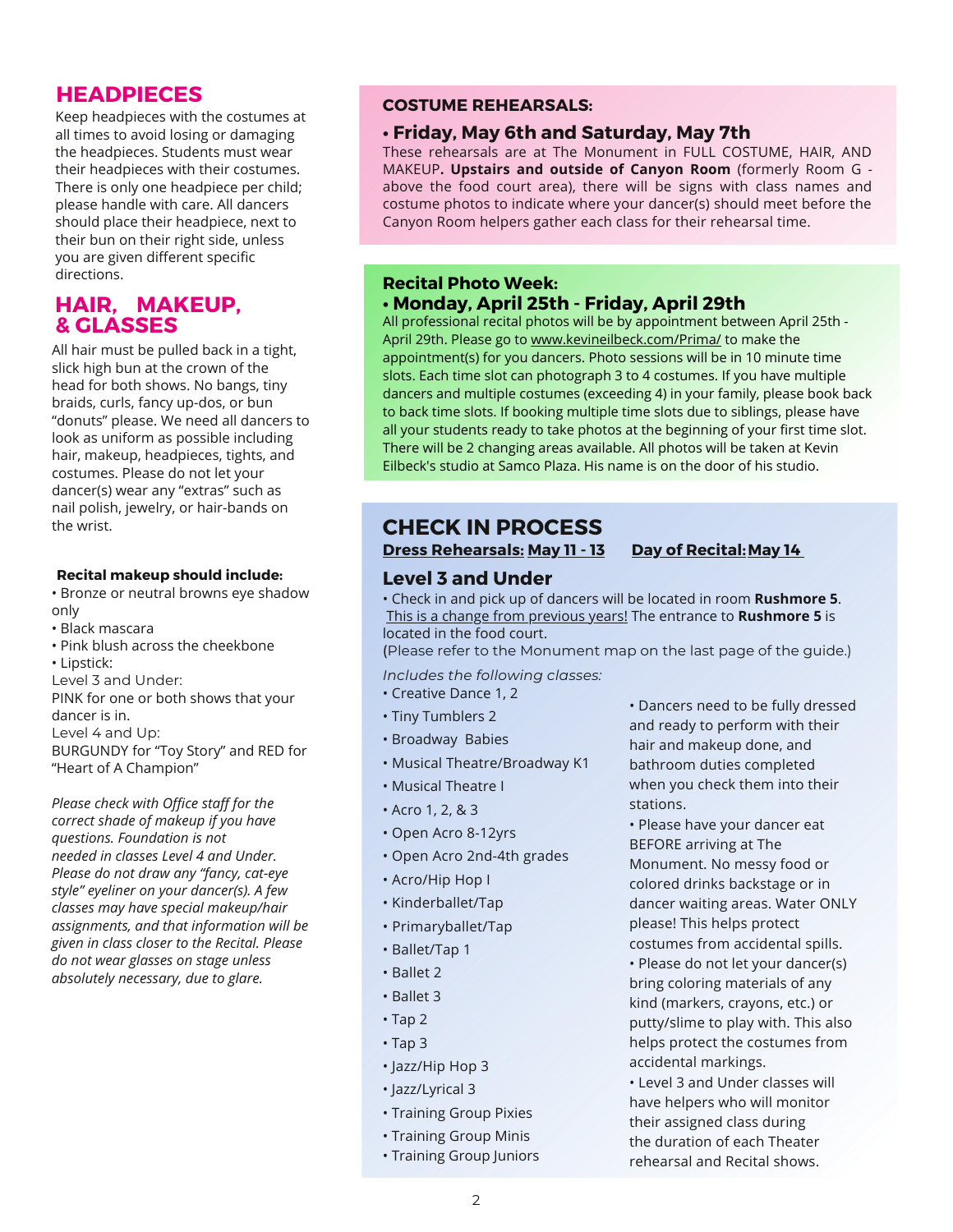## HEADPIECES

Keep headpieces with the costumes at all times to avoid losing or damaging the headpieces. Students must wear their headpieces with their costumes. There is only one headpiece per child; please handle with care. All dancers should place their headpiece, next to their bun on their right side, unless you are given different specific directions.

## HAIR, MAKEUP, & GLASSES

All hair must be pulled back in a tight, slick high bun at the crown of the head for both shows. No bangs, tiny braids, curls, fancy up-dos, or bun "donuts" please. We need all dancers to look as uniform as possible including hair, makeup, headpieces, tights, and costumes. Please do not let your dancer(s) wear any "extras" such as nail polish, jewelry, or hair-bands on the wrist.

**Recital makeup should include:**

- Bronze or neutral browns eye shadow only
- Black mascara
- Pink blush across the cheekbone
- Lipstick:

Level 3 and Under:
PINK for one or both shows that your dancer is in.
Level 4 and Up:
BURGUNDY for "Toy Story" and RED for "Heart of A Champion"

*Please check with Office staff for the correct shade of makeup if you have questions. Foundation is not needed in classes Level 4 and Under. Please do not draw any "fancy, cat-eye style" eyeliner on your dancer(s). A few classes may have special makeup/hair assignments, and that information will be given in class closer to the Recital. Please do not wear glasses on stage unless absolutely necessary, due to glare.*

### COSTUME REHEARSALS:

**• Friday, May 6th and Saturday, May 7th**

These rehearsals are at The Monument in FULL COSTUME, HAIR, AND MAKEUP**. Upstairs and outside of Canyon Room** (formerly Room G - above the food court area), there will be signs with class names and costume photos to indicate where your dancer(s) should meet before the Canyon Room helpers gather each class for their rehearsal time.

### Recital Photo Week:

**• Monday, April 25th - Friday, April 29th**

All professional recital photos will be by appointment between April 25th - April 29th. Please go to www.kevineilbeck.com/Prima/ to make the appointment(s) for you dancers. Photo sessions will be in 10 minute time slots. Each time slot can photograph 3 to 4 costumes. If you have multiple dancers and multiple costumes (exceeding 4) in your family, please book back to back time slots. If booking multiple time slots due to siblings, please have all your students ready to take photos at the beginning of your first time slot. There will be 2 changing areas available. All photos will be taken at Kevin Eilbeck's studio at Samco Plaza. His name is on the door of his studio.

## CHECK IN PROCESS

**Dress Rehearsals: May 11 - 13** **Day of Recital: May 14**

### Level 3 and Under

• Check in and pick up of dancers will be located in room **Rushmore 5**. This is a change from previous years! The entrance to **Rushmore 5** is located in the food court.
(Please refer to the Monument map on the last page of the guide.)

*Includes the following classes:*

- Creative Dance 1, 2
- Tiny Tumblers 2
- Broadway Babies
- Musical Theatre/Broadway K1
- Musical Theatre I
- Acro 1, 2, & 3
- Open Acro 8-12yrs
- Open Acro 2nd-4th grades
- Acro/Hip Hop I
- Kinderballet/Tap
- Primaryballet/Tap
- Ballet/Tap 1
- Ballet 2
- Ballet 3
- Tap 2
- Tap 3
- Jazz/Hip Hop 3
- Jazz/Lyrical 3
- Training Group Pixies
- Training Group Minis
- Training Group Juniors

• Dancers need to be fully dressed and ready to perform with their hair and makeup done, and bathroom duties completed when you check them into their stations.

• Please have your dancer eat BEFORE arriving at The Monument. No messy food or colored drinks backstage or in dancer waiting areas. Water ONLY please! This helps protect costumes from accidental spills.

• Please do not let your dancer(s) bring coloring materials of any kind (markers, crayons, etc.) or putty/slime to play with. This also helps protect the costumes from accidental markings.

• Level 3 and Under classes will have helpers who will monitor their assigned class during the duration of each Theater rehearsal and Recital shows.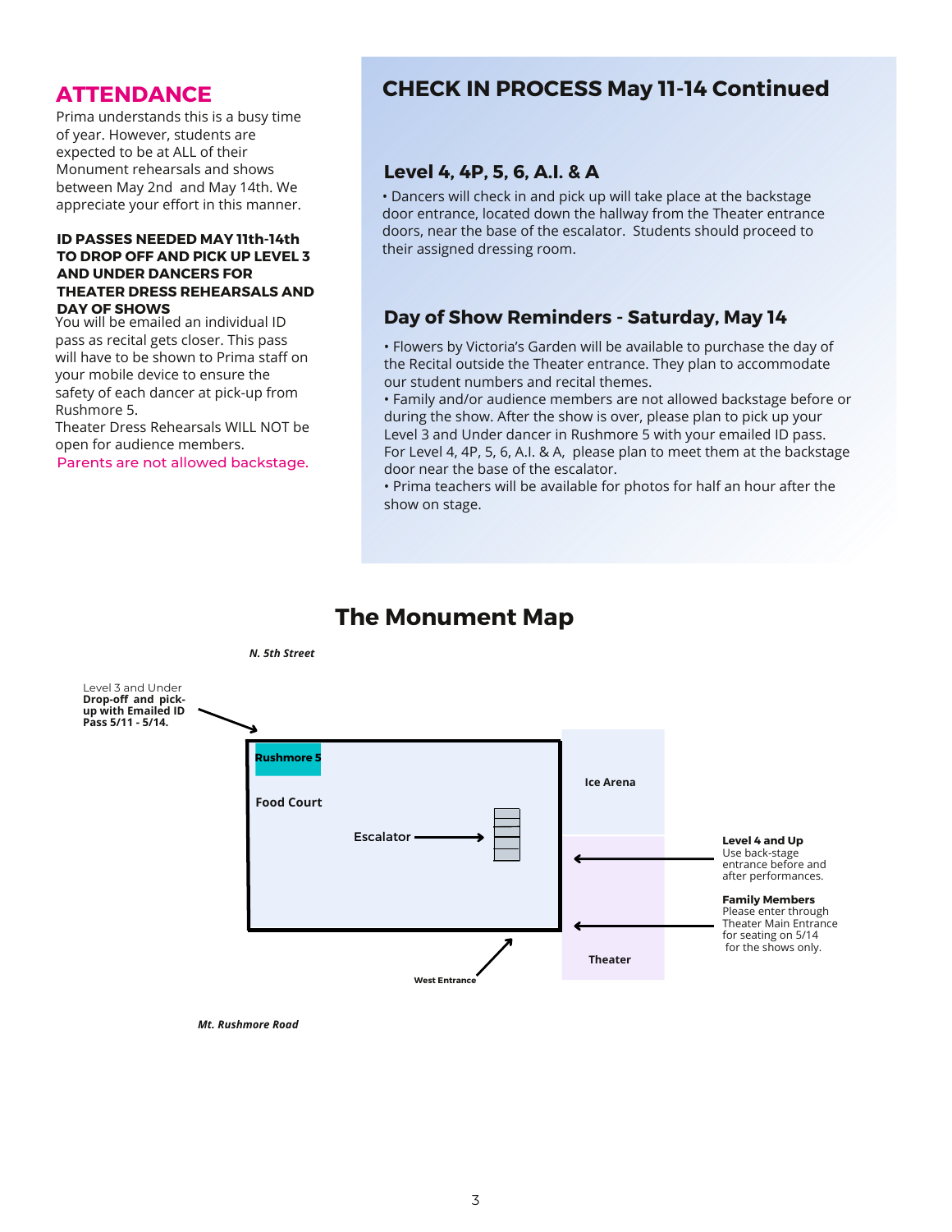## ATTENDANCE

Prima understands this is a busy time of year. However, students are expected to be at ALL of their Monument rehearsals and shows between May 2nd and May 14th. We appreciate your effort in this manner.

**ID PASSES NEEDED MAY 11th-14th TO DROP OFF AND PICK UP LEVEL 3 AND UNDER DANCERS FOR THEATER DRESS REHEARSALS AND DAY OF SHOWS**

You will be emailed an individual ID pass as recital gets closer. This pass will have to be shown to Prima staff on your mobile device to ensure the safety of each dancer at pick-up from Rushmore 5.

Theater Dress Rehearsals WILL NOT be open for audience members.

Parents are not allowed backstage.

## CHECK IN PROCESS May 11-14 Continued

### Level 4, 4P, 5, 6, A.I. & A

- Dancers will check in and pick up will take place at the backstage door entrance, located down the hallway from the Theater entrance doors, near the base of the escalator. Students should proceed to their assigned dressing room.

### Day of Show Reminders - Saturday, May 14

- Flowers by Victoria's Garden will be available to purchase the day of the Recital outside the Theater entrance. They plan to accommodate our student numbers and recital themes.
- Family and/or audience members are not allowed backstage before or during the show. After the show is over, please plan to pick up your Level 3 and Under dancer in Rushmore 5 with your emailed ID pass. For Level 4, 4P, 5, 6, A.I. & A, please plan to meet them at the backstage door near the base of the escalator.
- Prima teachers will be available for photos for half an hour after the show on stage.

## The Monument Map

*N. 5th Street*

Level 3 and Under **Drop-off and pick-up with Emailed ID Pass 5/11 - 5/14.**

Rushmore 5

Food Court

Escalator

Ice Arena

**Level 4 and Up** Use back-stage entrance before and after performances.

**Family Members** Please enter through Theater Main Entrance for seating on 5/14 for the shows only.

Theater

West Entrance

*Mt. Rushmore Road*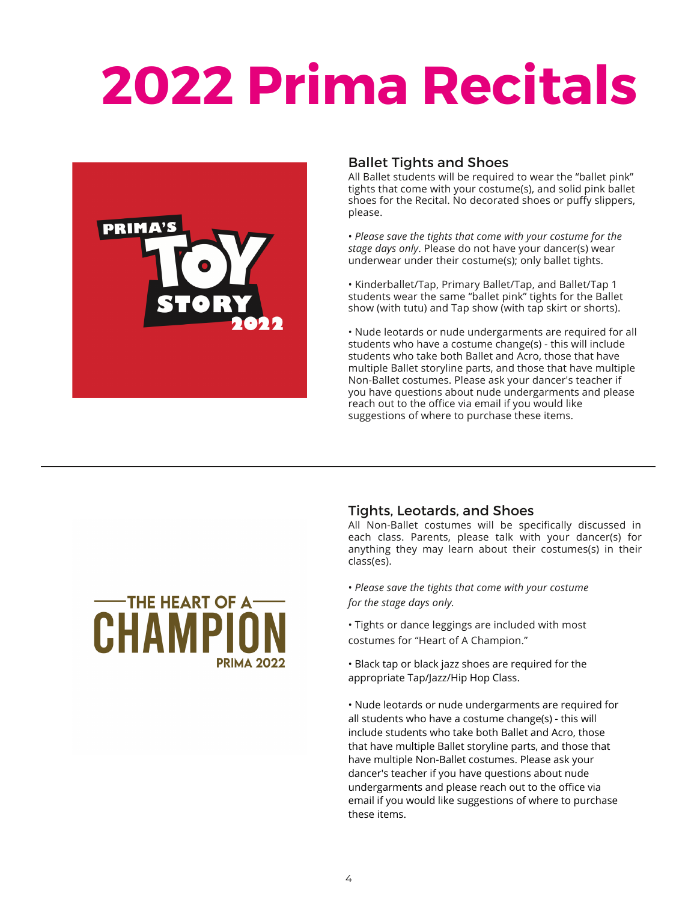# 2022 Prima Recitals

PRIMA'S TOY STORY 2022

## Ballet Tights and Shoes

All Ballet students will be required to wear the "ballet pink" tights that come with your costume(s), and solid pink ballet shoes for the Recital. No decorated shoes or puffy slippers, please.

• *Please save the tights that come with your costume for the stage days only*. Please do not have your dancer(s) wear underwear under their costume(s); only ballet tights.

• Kinderballet/Tap, Primary Ballet/Tap, and Ballet/Tap 1 students wear the same "ballet pink" tights for the Ballet show (with tutu) and Tap show (with tap skirt or shorts).

• Nude leotards or nude undergarments are required for all students who have a costume change(s) - this will include students who take both Ballet and Acro, those that have multiple Ballet storyline parts, and those that have multiple Non-Ballet costumes. Please ask your dancer's teacher if you have questions about nude undergarments and please reach out to the office via email if you would like suggestions of where to purchase these items.

---

THE HEART OF A CHAMPION PRIMA 2022

## Tights, Leotards, and Shoes

All Non-Ballet costumes will be specifically discussed in each class. Parents, please talk with your dancer(s) for anything they may learn about their costumes(s) in their class(es).

• *Please save the tights that come with your costume for the stage days only.*

• Tights or dance leggings are included with most costumes for "Heart of A Champion."

• Black tap or black jazz shoes are required for the appropriate Tap/Jazz/Hip Hop Class.

• Nude leotards or nude undergarments are required for all students who have a costume change(s) - this will include students who take both Ballet and Acro, those that have multiple Ballet storyline parts, and those that have multiple Non-Ballet costumes. Please ask your dancer's teacher if you have questions about nude undergarments and please reach out to the office via email if you would like suggestions of where to purchase these items.